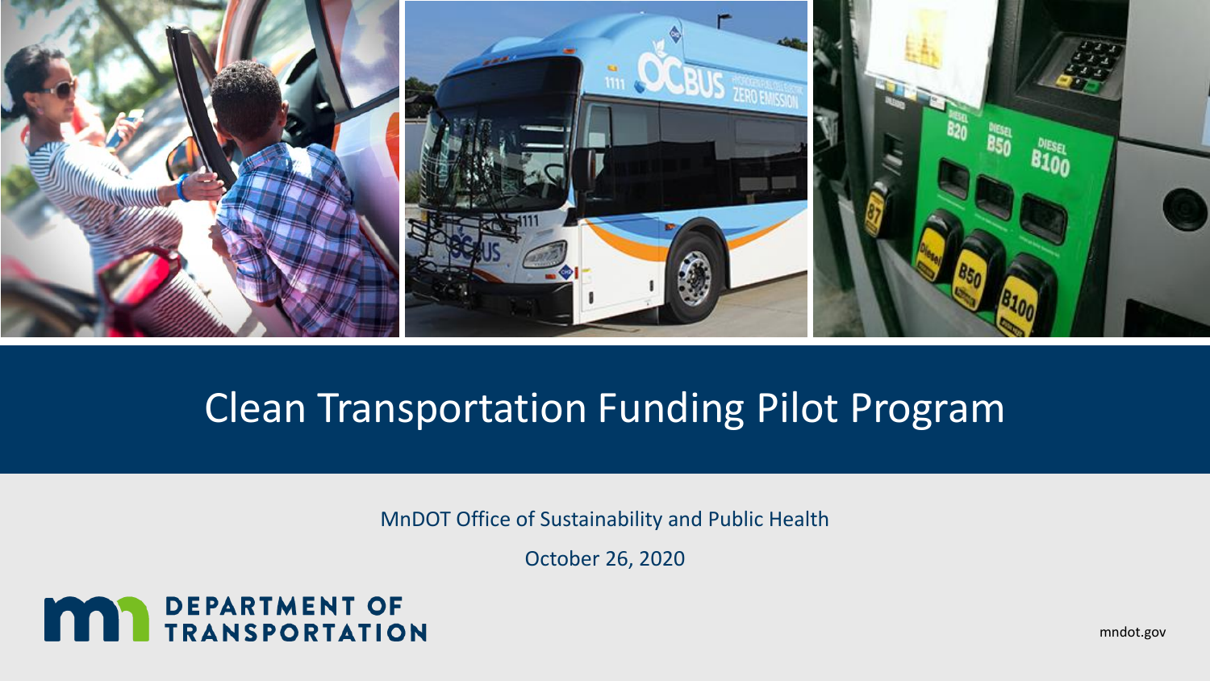# Clean Transportation Funding Pilot Program

MnDOT Office of Sustainability and Public Health

October 26, 2020

DEPARTMENT OF TRANSPORTATION

mndot.gov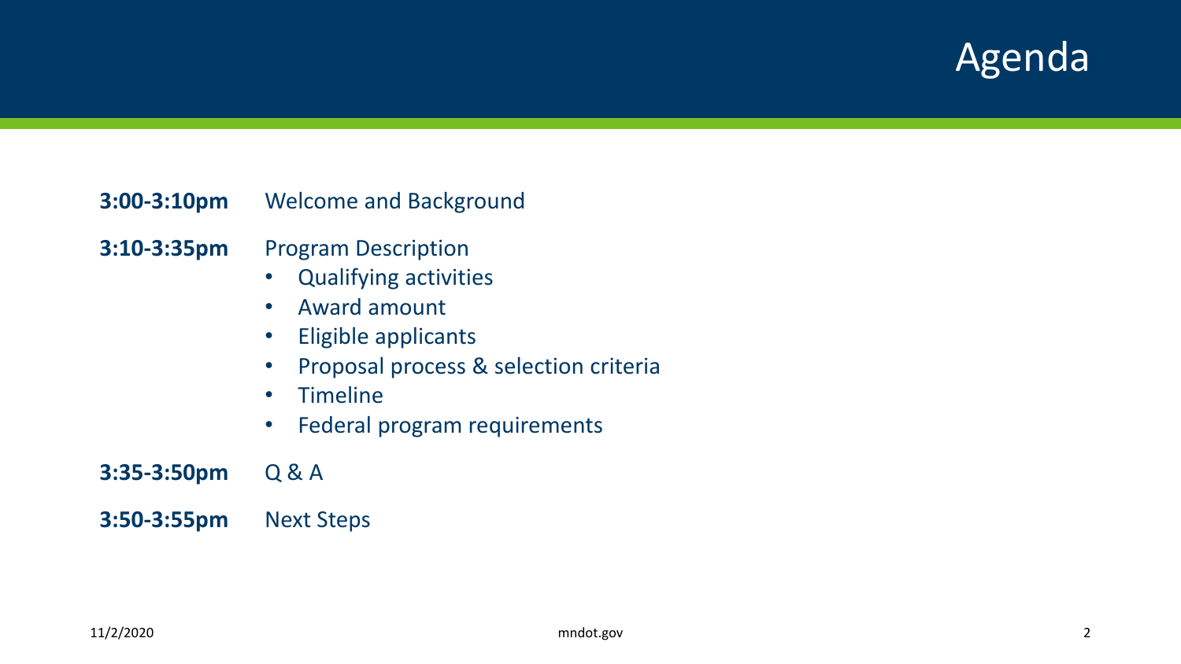# Agenda

**3:00-3:10pm** Welcome and Background

**3:10-3:35pm** Program Description

- Qualifying activities
- Award amount
- Eligible applicants
- Proposal process & selection criteria
- Timeline
- Federal program requirements

**3:35-3:50pm** Q & A

**3:50-3:55pm** Next Steps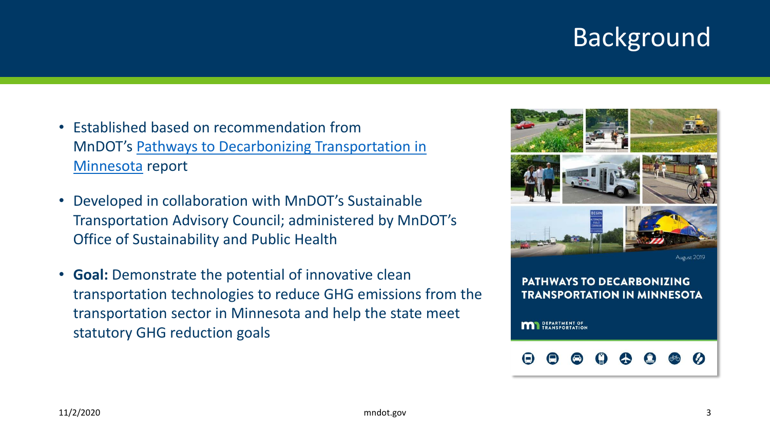# Background

- Established based on recommendation from MnDOT's Pathways to Decarbonizing Transportation in Minnesota report
- Developed in collaboration with MnDOT's Sustainable Transportation Advisory Council; administered by MnDOT's Office of Sustainability and Public Health
- **Goal:** Demonstrate the potential of innovative clean transportation technologies to reduce GHG emissions from the transportation sector in Minnesota and help the state meet statutory GHG reduction goals

August 2019

PATHWAYS TO DECARBONIZING TRANSPORTATION IN MINNESOTA

DEPARTMENT OF TRANSPORTATION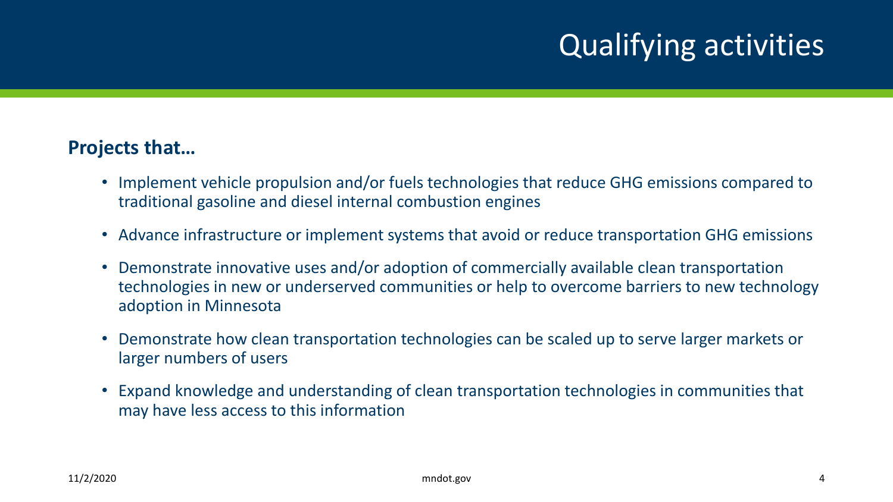# Qualifying activities

**Projects that…**

- Implement vehicle propulsion and/or fuels technologies that reduce GHG emissions compared to traditional gasoline and diesel internal combustion engines
- Advance infrastructure or implement systems that avoid or reduce transportation GHG emissions
- Demonstrate innovative uses and/or adoption of commercially available clean transportation technologies in new or underserved communities or help to overcome barriers to new technology adoption in Minnesota
- Demonstrate how clean transportation technologies can be scaled up to serve larger markets or larger numbers of users
- Expand knowledge and understanding of clean transportation technologies in communities that may have less access to this information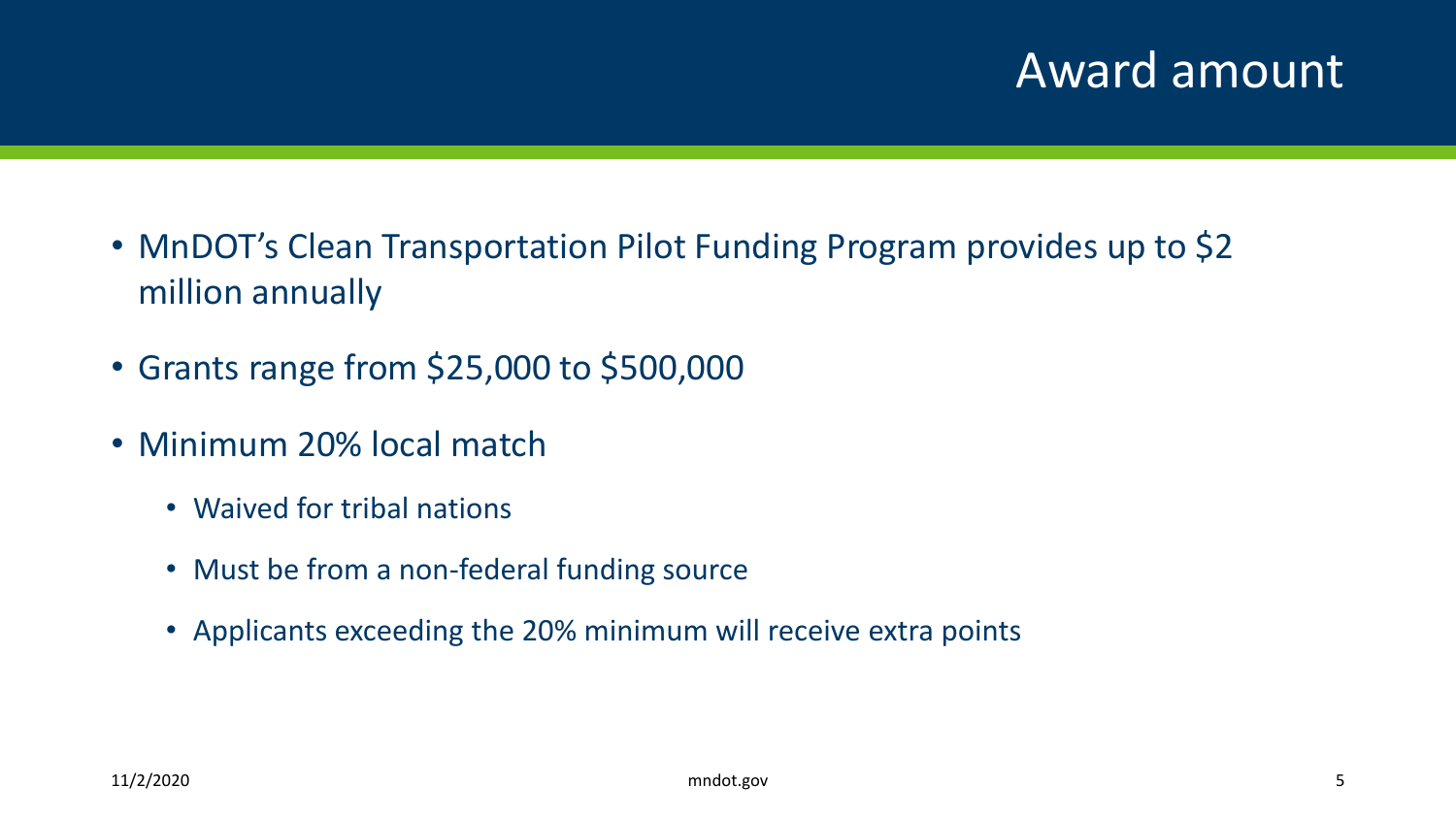# Award amount

- MnDOT's Clean Transportation Pilot Funding Program provides up to $2 million annually
- Grants range from $25,000 to $500,000
- Minimum 20% local match
  - Waived for tribal nations
  - Must be from a non-federal funding source
  - Applicants exceeding the 20% minimum will receive extra points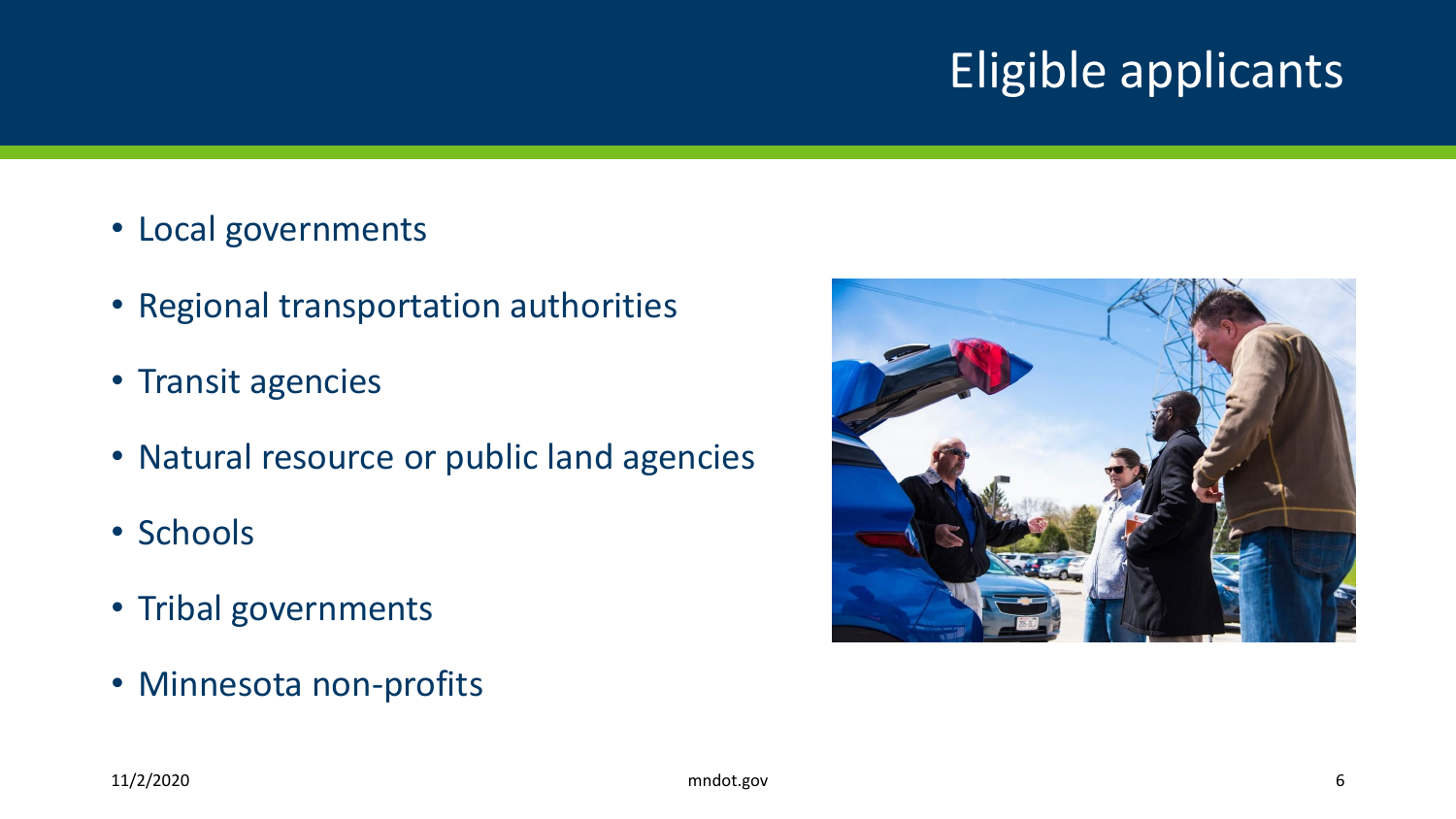# Eligible applicants

- Local governments
- Regional transportation authorities
- Transit agencies
- Natural resource or public land agencies
- Schools
- Tribal governments
- Minnesota non-profits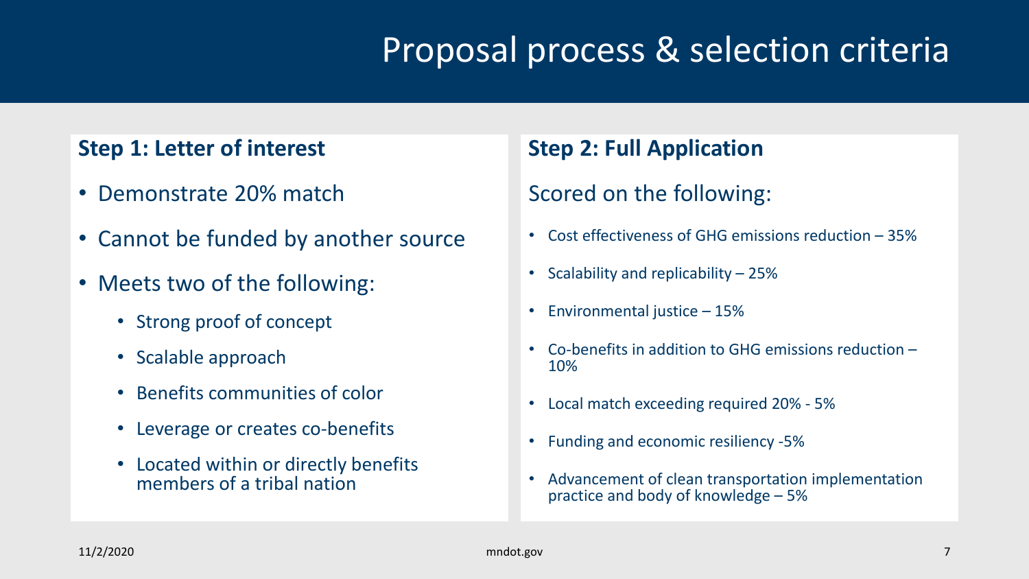# Proposal process & selection criteria

## Step 1: Letter of interest

- Demonstrate 20% match
- Cannot be funded by another source
- Meets two of the following:
  - Strong proof of concept
  - Scalable approach
  - Benefits communities of color
  - Leverage or creates co-benefits
  - Located within or directly benefits members of a tribal nation

## Step 2: Full Application

Scored on the following:

- Cost effectiveness of GHG emissions reduction – 35%
- Scalability and replicability – 25%
- Environmental justice – 15%
- Co-benefits in addition to GHG emissions reduction – 10%
- Local match exceeding required 20% - 5%
- Funding and economic resiliency -5%
- Advancement of clean transportation implementation practice and body of knowledge – 5%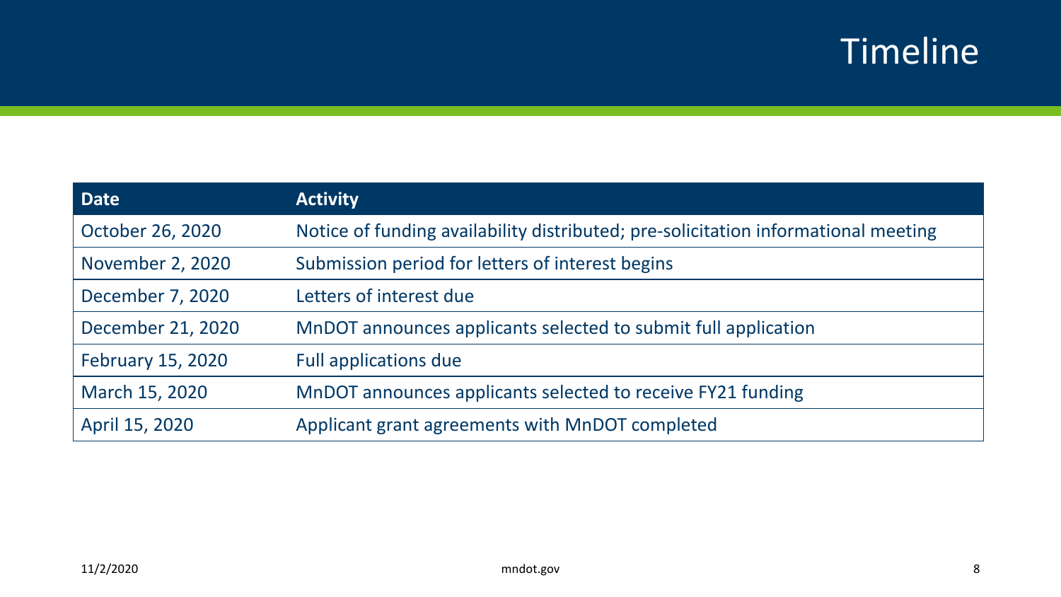# Timeline

| Date | Activity |
|---|---|
| October 26, 2020 | Notice of funding availability distributed; pre-solicitation informational meeting |
| November 2, 2020 | Submission period for letters of interest begins |
| December 7, 2020 | Letters of interest due |
| December 21, 2020 | MnDOT announces applicants selected to submit full application |
| February 15, 2020 | Full applications due |
| March 15, 2020 | MnDOT announces applicants selected to receive FY21 funding |
| April 15, 2020 | Applicant grant agreements with MnDOT completed |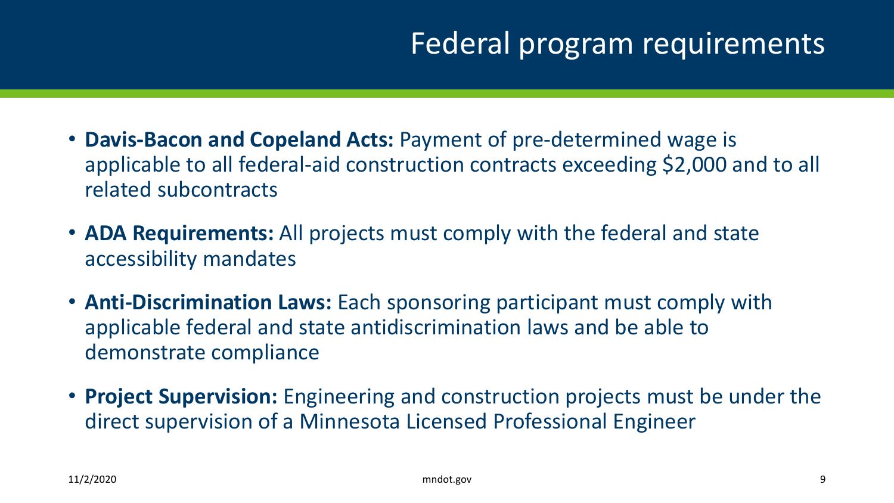# Federal program requirements

- **Davis-Bacon and Copeland Acts:** Payment of pre-determined wage is applicable to all federal-aid construction contracts exceeding $2,000 and to all related subcontracts
- **ADA Requirements:** All projects must comply with the federal and state accessibility mandates
- **Anti-Discrimination Laws:** Each sponsoring participant must comply with applicable federal and state antidiscrimination laws and be able to demonstrate compliance
- **Project Supervision:** Engineering and construction projects must be under the direct supervision of a Minnesota Licensed Professional Engineer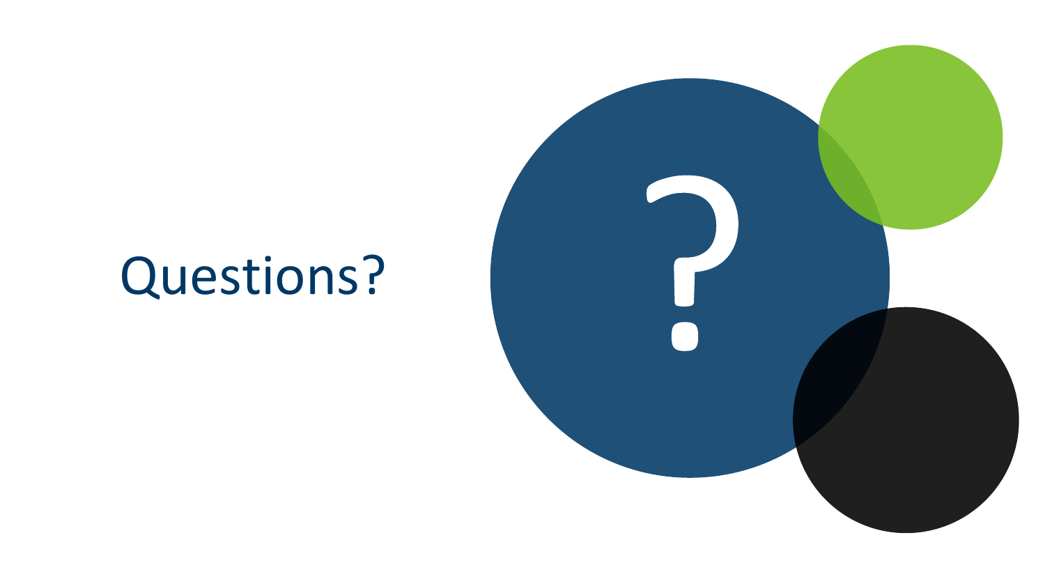# Questions?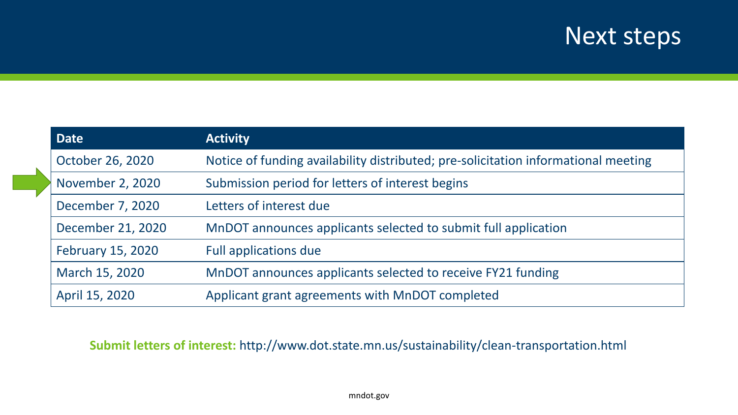# Next steps

| Date | Activity |
| --- | --- |
| October 26, 2020 | Notice of funding availability distributed; pre-solicitation informational meeting |
| November 2, 2020 | Submission period for letters of interest begins |
| December 7, 2020 | Letters of interest due |
| December 21, 2020 | MnDOT announces applicants selected to submit full application |
| February 15, 2020 | Full applications due |
| March 15, 2020 | MnDOT announces applicants selected to receive FY21 funding |
| April 15, 2020 | Applicant grant agreements with MnDOT completed |

**Submit letters of interest:** http://www.dot.state.mn.us/sustainability/clean-transportation.html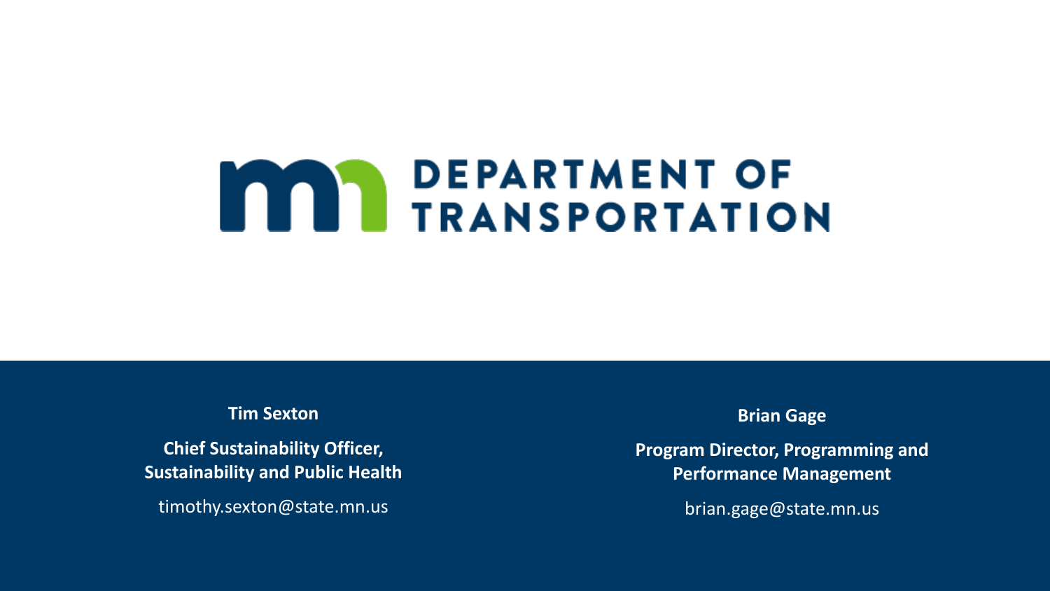DEPARTMENT OF TRANSPORTATION

**Tim Sexton**

**Chief Sustainability Officer, Sustainability and Public Health**

timothy.sexton@state.mn.us

**Brian Gage**

**Program Director, Programming and Performance Management**

brian.gage@state.mn.us